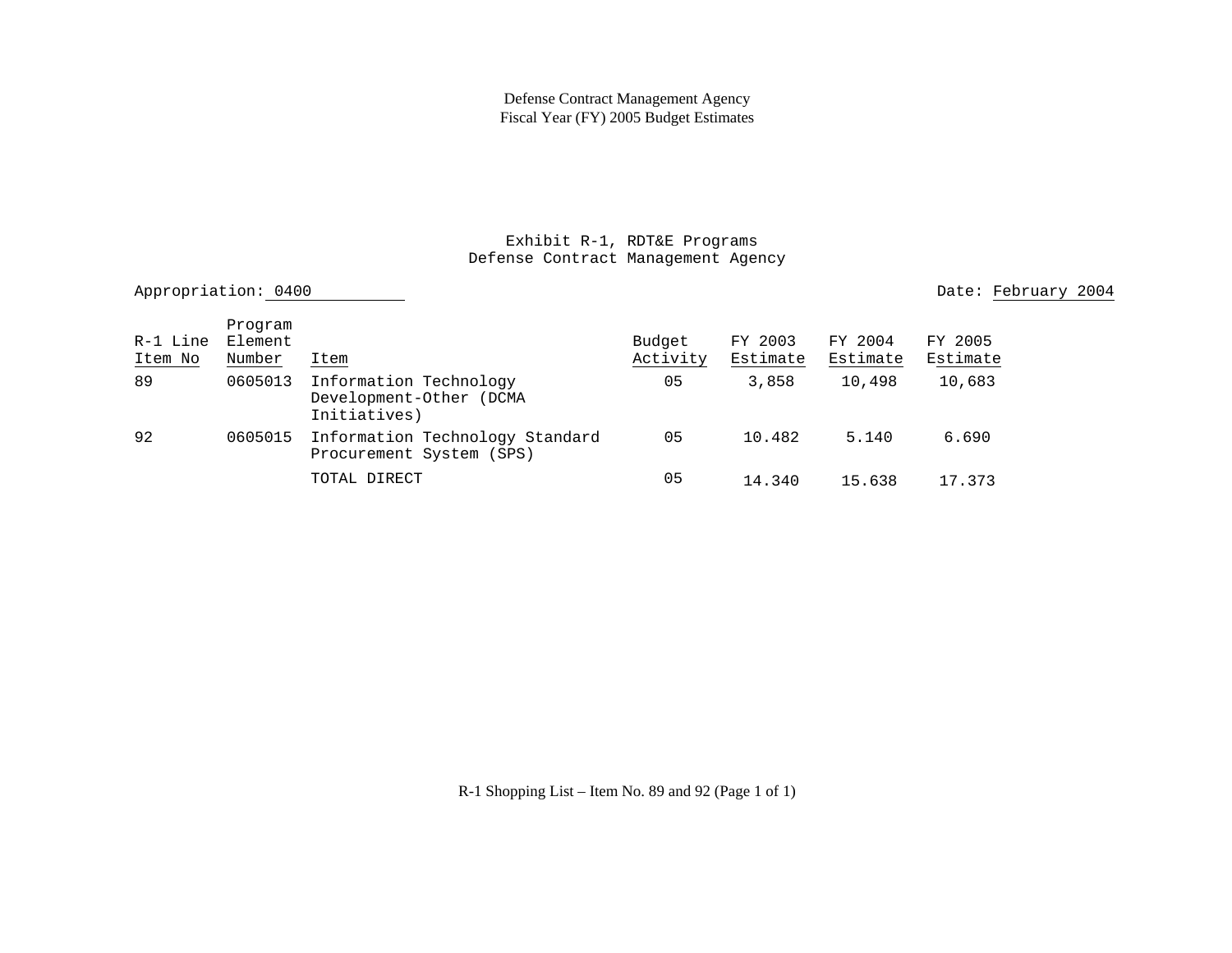Defense Contract Management Agency
Fiscal Year (FY) 2005 Budget Estimates

Exhibit R-1, RDT&E Programs
Defense Contract Management Agency

Appropriation: 0400

Date: February 2004

| R-1 Line Item No | Program Element Number | Item | Budget Activity | FY 2003 Estimate | FY 2004 Estimate | FY 2005 Estimate |
|---|---|---|---|---|---|---|
| 89 | 0605013 | Information Technology Development-Other (DCMA Initiatives) | 05 | 3,858 | 10,498 | 10,683 |
| 92 | 0605015 | Information Technology Standard Procurement System (SPS) | 05 | 10.482 | 5.140 | 6.690 |
| | | TOTAL DIRECT | 05 | 14.340 | 15.638 | 17.373 |

R-1 Shopping List – Item No. 89 and 92 (Page 1 of 1)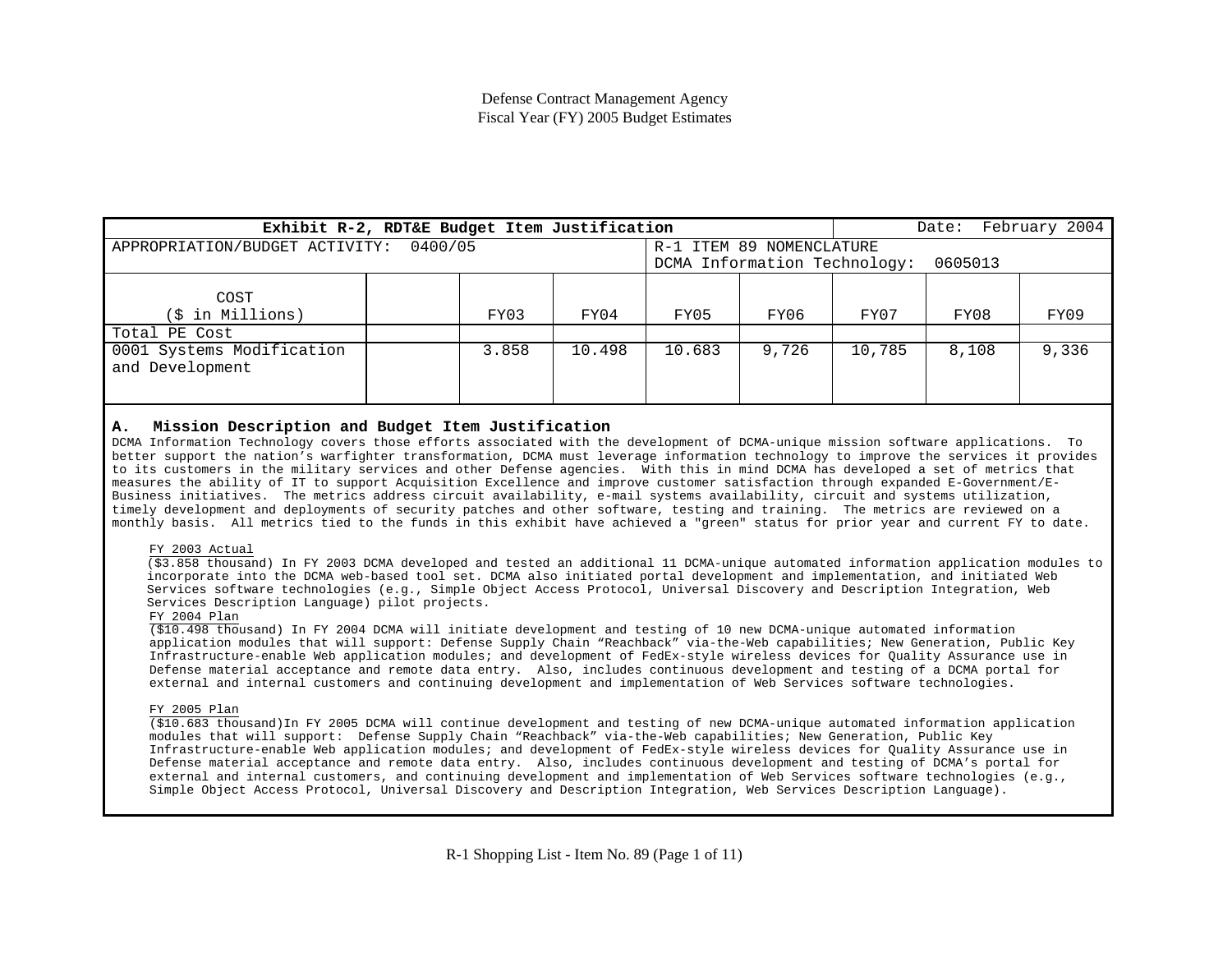Defense Contract Management Agency
Fiscal Year (FY) 2005 Budget Estimates

| Exhibit R-2, RDT&E Budget Item Justification | | | | | | | | Date: February 2004 |
|---|---|---|---|---|---|---|---|---|
| APPROPRIATION/BUDGET ACTIVITY: 0400/05 | | | | R-1 ITEM 89 NOMENCLATURE DCMA Information Technology: 0605013 | | | | |
| COST ($ in Millions) | | FY03 | FY04 | FY05 | FY06 | FY07 | FY08 | FY09 |
| Total PE Cost | | | | | | | | |
| 0001 Systems Modification and Development | | 3.858 | 10.498 | 10.683 | 9,726 | 10,785 | 8,108 | 9,336 |

**A. Mission Description and Budget Item Justification**

DCMA Information Technology covers those efforts associated with the development of DCMA-unique mission software applications. To better support the nation's warfighter transformation, DCMA must leverage information technology to improve the services it provides to its customers in the military services and other Defense agencies. With this in mind DCMA has developed a set of metrics that measures the ability of IT to support Acquisition Excellence and improve customer satisfaction through expanded E-Government/E-Business initiatives. The metrics address circuit availability, e-mail systems availability, circuit and systems utilization, timely development and deployments of security patches and other software, testing and training. The metrics are reviewed on a monthly basis. All metrics tied to the funds in this exhibit have achieved a "green" status for prior year and current FY to date.

FY 2003 Actual
($3.858 thousand) In FY 2003 DCMA developed and tested an additional 11 DCMA-unique automated information application modules to incorporate into the DCMA web-based tool set. DCMA also initiated portal development and implementation, and initiated Web Services software technologies (e.g., Simple Object Access Protocol, Universal Discovery and Description Integration, Web Services Description Language) pilot projects.

FY 2004 Plan
($10.498 thousand) In FY 2004 DCMA will initiate development and testing of 10 new DCMA-unique automated information application modules that will support: Defense Supply Chain "Reachback" via-the-Web capabilities; New Generation, Public Key Infrastructure-enable Web application modules; and development of FedEx-style wireless devices for Quality Assurance use in Defense material acceptance and remote data entry. Also, includes continuous development and testing of a DCMA portal for external and internal customers and continuing development and implementation of Web Services software technologies.

FY 2005 Plan
($10.683 thousand)In FY 2005 DCMA will continue development and testing of new DCMA-unique automated information application modules that will support: Defense Supply Chain "Reachback" via-the-Web capabilities; New Generation, Public Key Infrastructure-enable Web application modules; and development of FedEx-style wireless devices for Quality Assurance use in Defense material acceptance and remote data entry. Also, includes continuous development and testing of DCMA's portal for external and internal customers, and continuing development and implementation of Web Services software technologies (e.g., Simple Object Access Protocol, Universal Discovery and Description Integration, Web Services Description Language).

R-1 Shopping List - Item No. 89 (Page 1 of 11)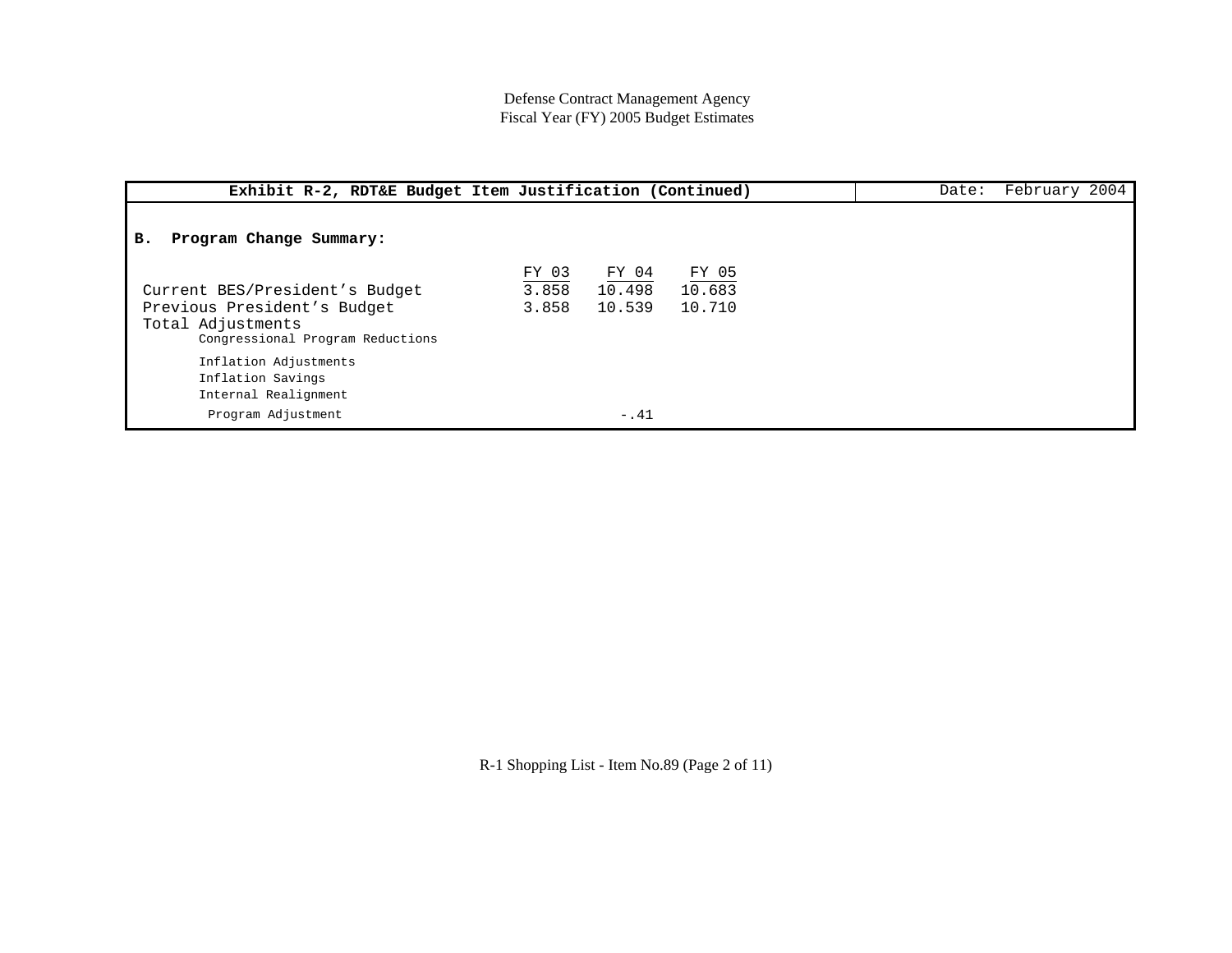Defense Contract Management Agency
Fiscal Year (FY) 2005 Budget Estimates

| Exhibit R-2, RDT&E Budget Item Justification (Continued) | Date: February 2004 |
|---|---|

**B. Program Change Summary:**

| | FY 03 | FY 04 | FY 05 |
|---|---|---|---|
| Current BES/President's Budget | 3.858 | 10.498 | 10.683 |
| Previous President's Budget | 3.858 | 10.539 | 10.710 |
| Total Adjustments | | | |
| Congressional Program Reductions | | | |
| Inflation Adjustments | | | |
| Inflation Savings | | | |
| Internal Realignment | | | |
| Program Adjustment | | -.41 | |

R-1 Shopping List - Item No.89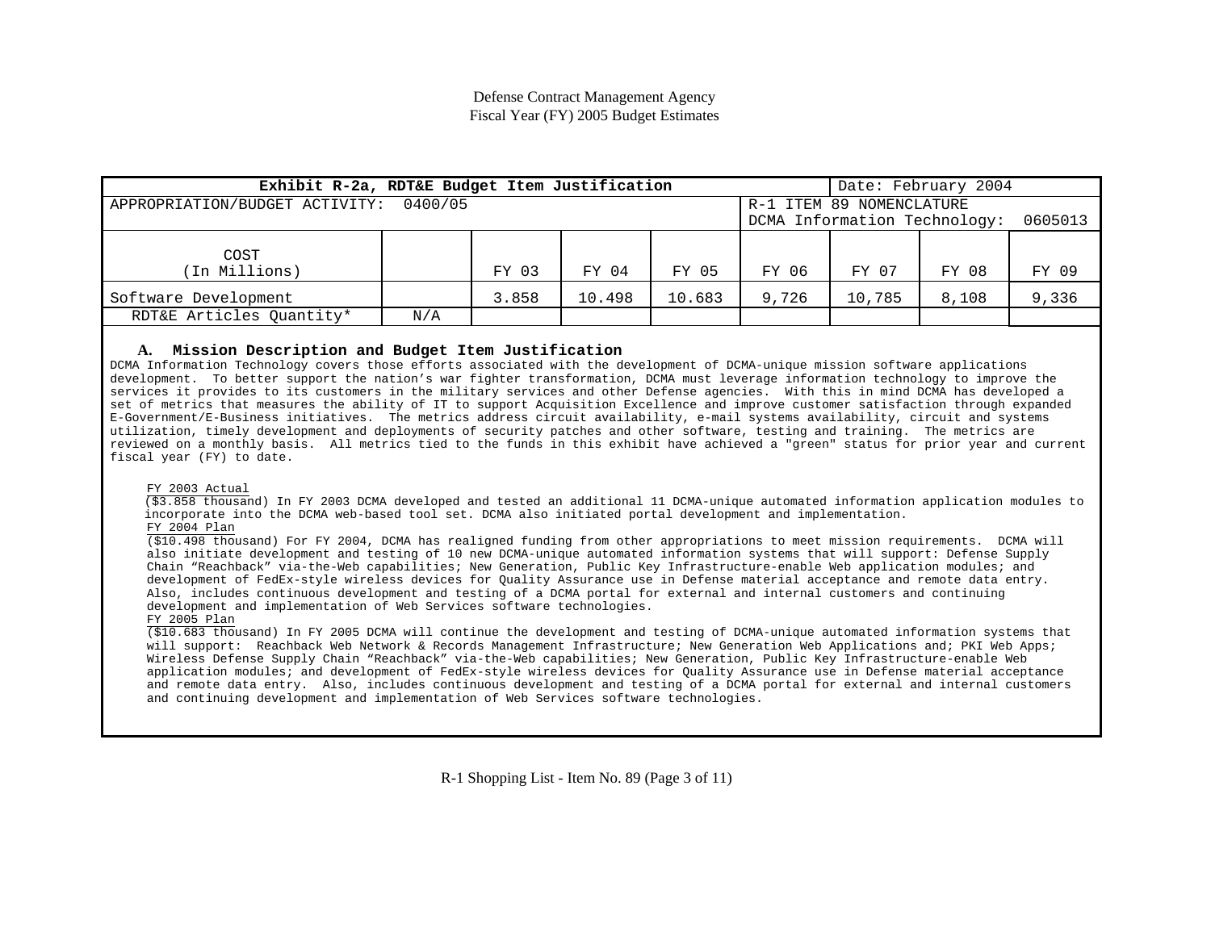Defense Contract Management Agency
Fiscal Year (FY) 2005 Budget Estimates

| Exhibit R-2a, RDT&E Budget Item Justification | | | | | Date: February 2004 | | | |
|---|---|---|---|---|---|---|---|---|
| APPROPRIATION/BUDGET ACTIVITY: 0400/05 | | | | | R-1 ITEM 89 NOMENCLATURE DCMA Information Technology: 0605013 | | | |
| COST (In Millions) | | FY 03 | FY 04 | FY 05 | FY 06 | FY 07 | FY 08 | FY 09 |
| Software Development | | 3.858 | 10.498 | 10.683 | 9,726 | 10,785 | 8,108 | 9,336 |
| RDT&E Articles Quantity* | N/A | | | | | | | |

**A. Mission Description and Budget Item Justification**

DCMA Information Technology covers those efforts associated with the development of DCMA-unique mission software applications development. To better support the nation's war fighter transformation, DCMA must leverage information technology to improve the services it provides to its customers in the military services and other Defense agencies. With this in mind DCMA has developed a set of metrics that measures the ability of IT to support Acquisition Excellence and improve customer satisfaction through expanded E-Government/E-Business initiatives. The metrics address circuit availability, e-mail systems availability, circuit and systems utilization, timely development and deployments of security patches and other software, testing and training. The metrics are reviewed on a monthly basis. All metrics tied to the funds in this exhibit have achieved a "green" status for prior year and current fiscal year (FY) to date.

FY 2003 Actual

($3.858 thousand) In FY 2003 DCMA developed and tested an additional 11 DCMA-unique automated information application modules to incorporate into the DCMA web-based tool set. DCMA also initiated portal development and implementation.

FY 2004 Plan

($10.498 thousand) For FY 2004, DCMA has realigned funding from other appropriations to meet mission requirements. DCMA will also initiate development and testing of 10 new DCMA-unique automated information systems that will support: Defense Supply Chain "Reachback" via-the-Web capabilities; New Generation, Public Key Infrastructure-enable Web application modules; and development of FedEx-style wireless devices for Quality Assurance use in Defense material acceptance and remote data entry. Also, includes continuous development and testing of a DCMA portal for external and internal customers and continuing development and implementation of Web Services software technologies.

FY 2005 Plan

($10.683 thousand) In FY 2005 DCMA will continue the development and testing of DCMA-unique automated information systems that will support: Reachback Web Network & Records Management Infrastructure; New Generation Web Applications and; PKI Web Apps; Wireless Defense Supply Chain "Reachback" via-the-Web capabilities; New Generation, Public Key Infrastructure-enable Web application modules; and development of FedEx-style wireless devices for Quality Assurance use in Defense material acceptance and remote data entry. Also, includes continuous development and testing of a DCMA portal for external and internal customers and continuing development and implementation of Web Services software technologies.

R-1 Shopping List - Item No. 89 (Page 3 of 11)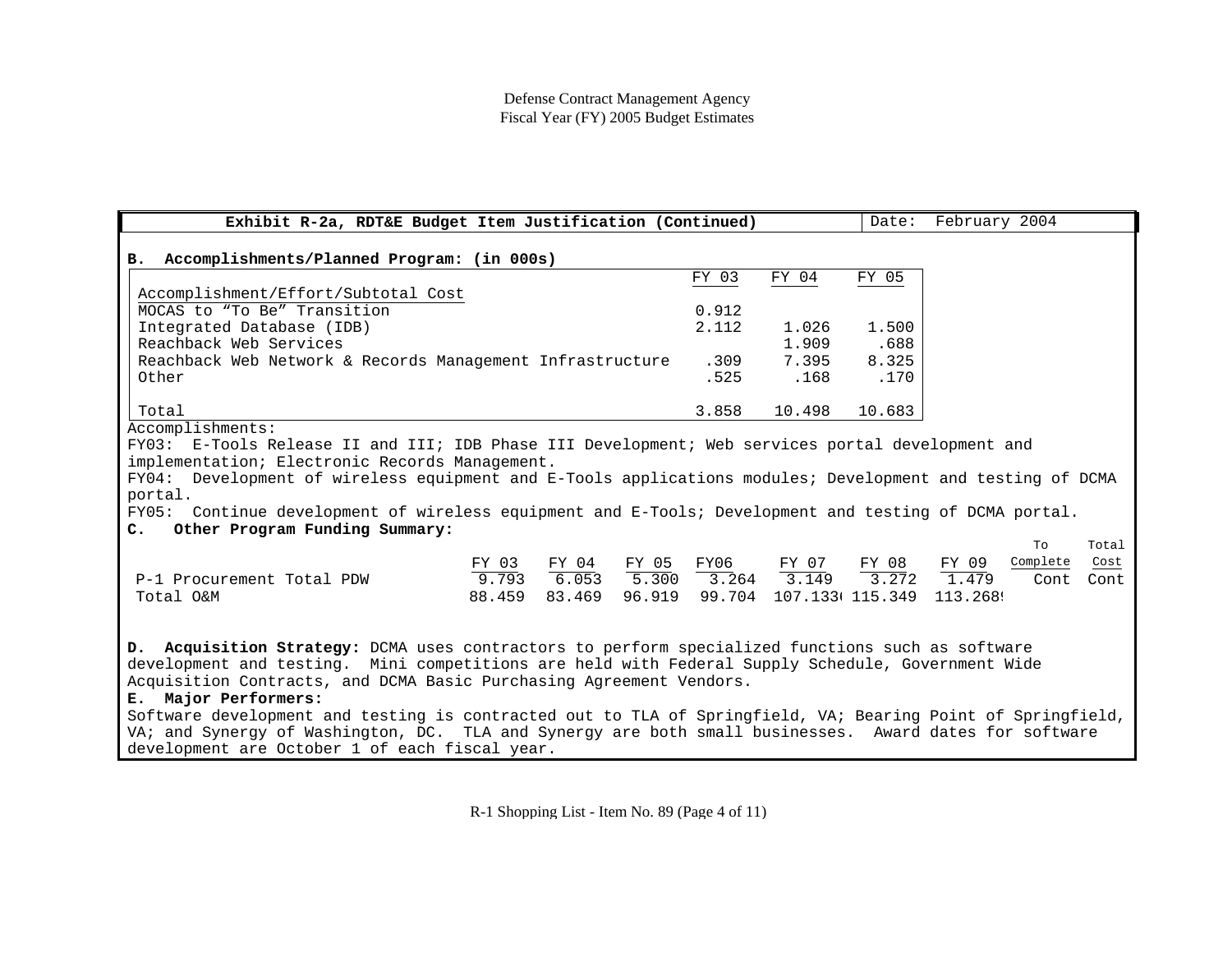Defense Contract Management Agency
Fiscal Year (FY) 2005 Budget Estimates

**Exhibit R-2a, RDT&E Budget Item Justification (Continued)** | Date: February 2004

**B. Accomplishments/Planned Program: (in 000s)**

| Accomplishment/Effort/Subtotal Cost | FY 03 | FY 04 | FY 05 |
|---|---|---|---|
| MOCAS to "To Be" Transition | 0.912 | | |
| Integrated Database (IDB) | 2.112 | 1.026 | 1.500 |
| Reachback Web Services | | 1.909 | .688 |
| Reachback Web Network & Records Management Infrastructure | .309 | 7.395 | 8.325 |
| Other | .525 | .168 | .170 |
| Total | 3.858 | 10.498 | 10.683 |

Accomplishments:

FY03: E-Tools Release II and III; IDB Phase III Development; Web services portal development and implementation; Electronic Records Management.

FY04: Development of wireless equipment and E-Tools applications modules; Development and testing of DCMA portal.

FY05: Continue development of wireless equipment and E-Tools; Development and testing of DCMA portal.

**C. Other Program Funding Summary:**

| | FY 03 | FY 04 | FY 05 | FY06 | FY 07 | FY 08 | FY 09 | To Complete | Total Cost |
|---|---|---|---|---|---|---|---|---|---|
| P-1 Procurement Total PDW | 9.793 | 6.053 | 5.300 | 3.264 | 3.149 | 3.272 | 1.479 | Cont | Cont |
| Total O&M | 88.459 | 83.469 | 96.919 | 99.704 | 107.133 | 115.349 | 113.268 | | |

**D. Acquisition Strategy:** DCMA uses contractors to perform specialized functions such as software development and testing. Mini competitions are held with Federal Supply Schedule, Government Wide Acquisition Contracts, and DCMA Basic Purchasing Agreement Vendors.

**E. Major Performers:**

Software development and testing is contracted out to TLA of Springfield, VA; Bearing Point of Springfield, VA; and Synergy of Washington, DC. TLA and Synergy are both small businesses. Award dates for software development are October 1 of each fiscal year.

R-1 Shopping List - Item No. 89 (Page 4 of 11)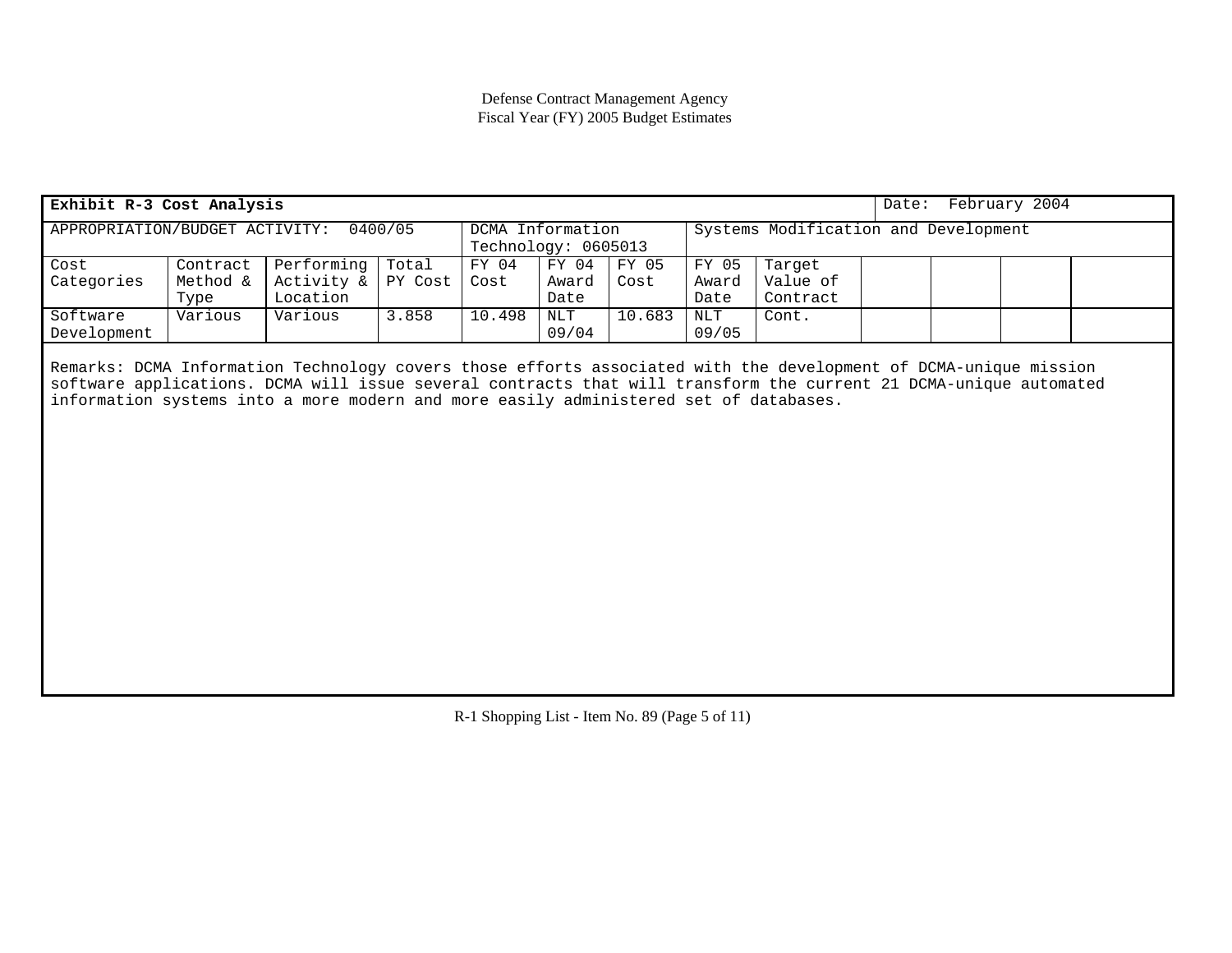Defense Contract Management Agency
Fiscal Year (FY) 2005 Budget Estimates

| **Exhibit R-3 Cost Analysis** | | | | | | | | | Date: February 2004 | | | |
|---|---|---|---|---|---|---|---|---|---|---|---|---|
| APPROPRIATION/BUDGET ACTIVITY: 0400/05 | | | | DCMA Information Technology: 0605013 | | | Systems Modification and Development | | | | | |
| Cost Categories | Contract Method & Type | Performing Activity & Location | Total PY Cost | FY 04 Cost | FY 04 Award Date | FY 05 Cost | FY 05 Award Date | Target Value of Contract | | | | |
| Software Development | Various | Various | 3.858 | 10.498 | NLT 09/04 | 10.683 | NLT 09/05 | Cont. | | | | |

Remarks: DCMA Information Technology covers those efforts associated with the development of DCMA-unique mission software applications. DCMA will issue several contracts that will transform the current 21 DCMA-unique automated information systems into a more modern and more easily administered set of databases.

R-1 Shopping List - Item No. 89 (Page 5 of 11)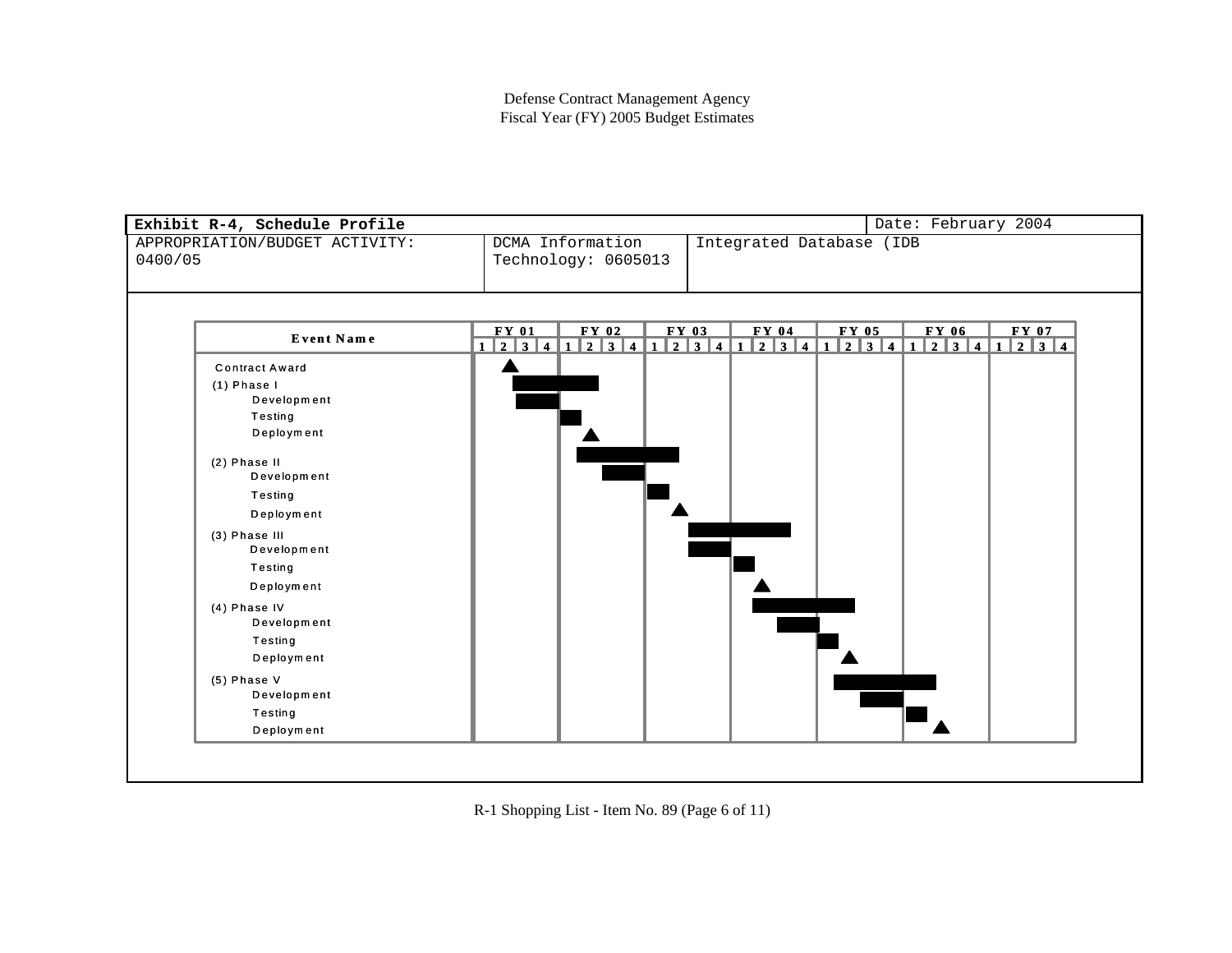Defense Contract Management Agency
Fiscal Year (FY) 2005 Budget Estimates

| Exhibit R-4, Schedule Profile | | Date: February 2004 |
|---|---|---|
| APPROPRIATION/BUDGET ACTIVITY: 0400/05 | DCMA Information Technology: 0605013 | Integrated Database (IDB |

Event Name

FY 01 FY 02 FY 03 FY 04 FY 05 FY 06 FY 07

1 2 3 4 1 2 3 4 1 2 3 4 1 2 3 4 1 2 3 4 1 2 3 4 1 2 3 4

Contract Award

(1) Phase I
Development
Testing
Deployment

(2) Phase II
Development
Testing
Deployment

(3) Phase III
Development
Testing
Deployment

(4) Phase IV
Development
Testing
Deployment

(5) Phase V
Development
Testing
Deployment

R-1 Shopping List - Item No. 89 (Page 6 of 11)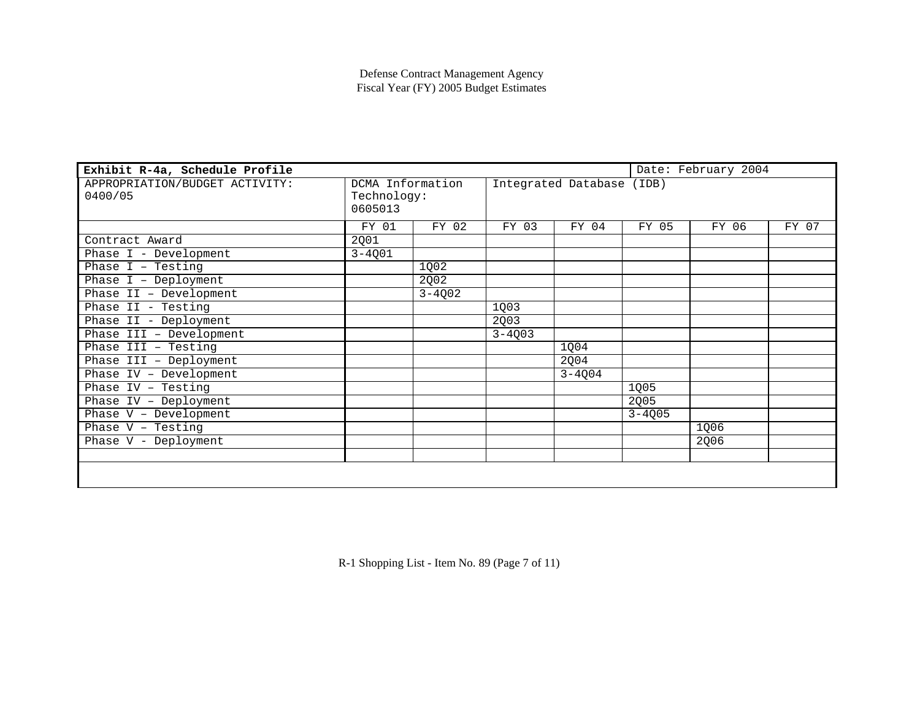Defense Contract Management Agency
Fiscal Year (FY) 2005 Budget Estimates

| **Exhibit R-4a, Schedule Profile** | | | | | | Date: February 2004 | |
|---|---|---|---|---|---|---|---|
| APPROPRIATION/BUDGET ACTIVITY: 0400/05 | DCMA Information Technology: 0605013 | | Integrated Database (IDB) | | | | |
| | FY 01 | FY 02 | FY 03 | FY 04 | FY 05 | FY 06 | FY 07 |
| Contract Award | 2Q01 | | | | | | |
| Phase I - Development | 3-4Q01 | | | | | | |
| Phase I – Testing | | 1Q02 | | | | | |
| Phase I – Deployment | | 2Q02 | | | | | |
| Phase II – Development | | 3-4Q02 | | | | | |
| Phase II - Testing | | | 1Q03 | | | | |
| Phase II - Deployment | | | 2Q03 | | | | |
| Phase III – Development | | | 3-4Q03 | | | | |
| Phase III – Testing | | | | 1Q04 | | | |
| Phase III – Deployment | | | | 2Q04 | | | |
| Phase IV – Development | | | | 3-4Q04 | | | |
| Phase IV – Testing | | | | | 1Q05 | | |
| Phase IV – Deployment | | | | | 2Q05 | | |
| Phase V – Development | | | | | 3-4Q05 | | |
| Phase V – Testing | | | | | | 1Q06 | |
| Phase V - Deployment | | | | | | 2Q06 | |

R-1 Shopping List - Item No. 89 (Page 7 of 11)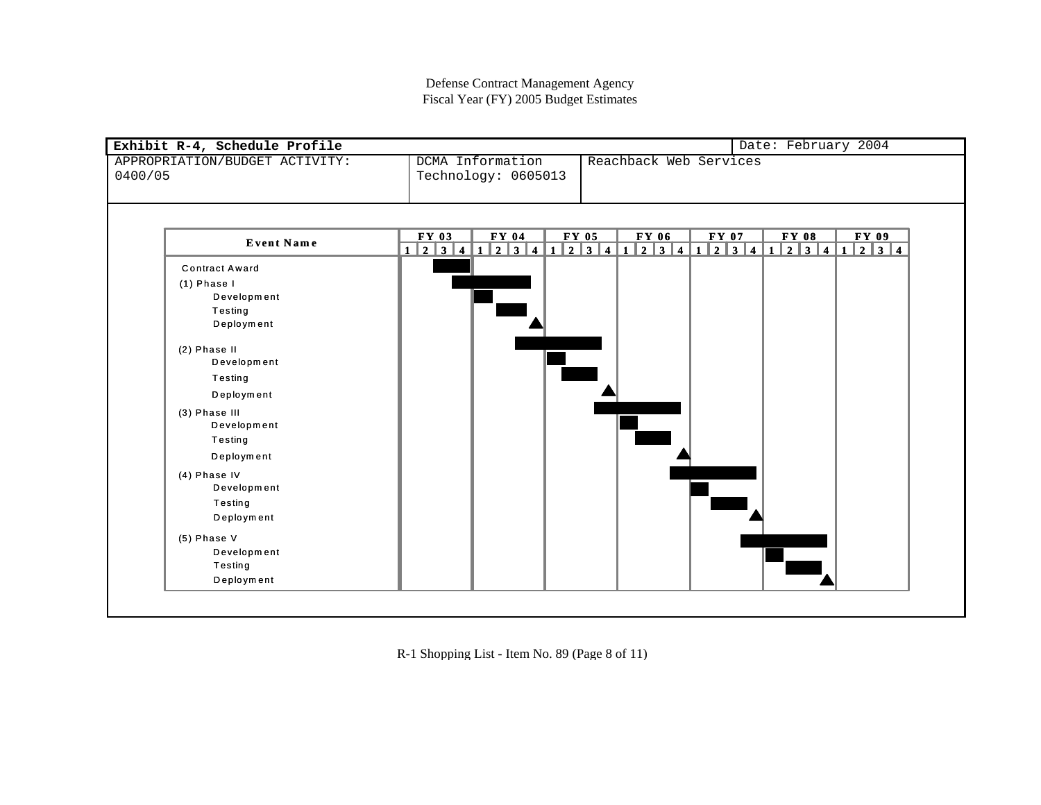Defense Contract Management Agency
Fiscal Year (FY) 2005 Budget Estimates

| Exhibit R-4, Schedule Profile | | | Date: February 2004 |
|---|---|---|---|
| APPROPRIATION/BUDGET ACTIVITY: 0400/05 | DCMA Information Technology: 0605013 | Reachback Web Services | |

Event Name

FY 03 | FY 04 | FY 05 | FY 06 | FY 07 | FY 08 | FY 09

1 2 3 4 | 1 2 3 4 | 1 2 3 4 | 1 2 3 4 | 1 2 3 4 | 1 2 3 4 | 1 2 3 4

Contract Award

(1) Phase I
Development
Testing
Deployment

(2) Phase II
Development
Testing
Deployment

(3) Phase III
Development
Testing
Deployment

(4) Phase IV
Development
Testing
Deployment

(5) Phase V
Development
Testing
Deployment

R-1 Shopping List - Item No. 89 (Page 8 of 11)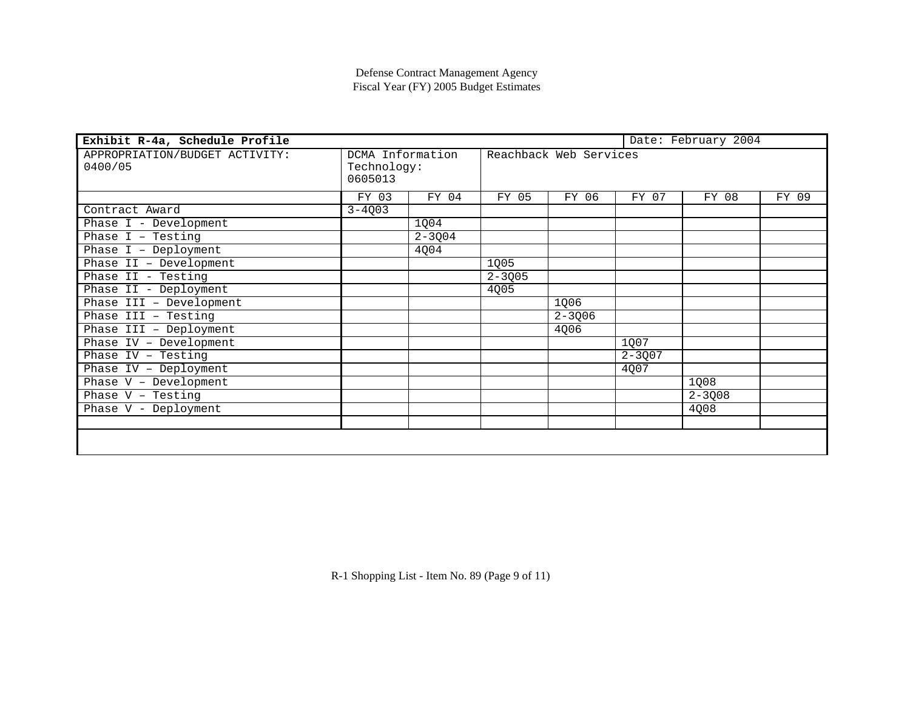Defense Contract Management Agency
Fiscal Year (FY) 2005 Budget Estimates

| **Exhibit R-4a, Schedule Profile** | | | | | | Date: February 2004 | |
|---|---|---|---|---|---|---|---|
| APPROPRIATION/BUDGET ACTIVITY: 0400/05 | DCMA Information Technology: 0605013 | | Reachback Web Services | | | | |
| | FY 03 | FY 04 | FY 05 | FY 06 | FY 07 | FY 08 | FY 09 |
| Contract Award | 3-4Q03 | | | | | | |
| Phase I - Development | | 1Q04 | | | | | |
| Phase I – Testing | | 2-3Q04 | | | | | |
| Phase I – Deployment | | 4Q04 | | | | | |
| Phase II – Development | | | 1Q05 | | | | |
| Phase II - Testing | | | 2-3Q05 | | | | |
| Phase II - Deployment | | | 4Q05 | | | | |
| Phase III – Development | | | | 1Q06 | | | |
| Phase III – Testing | | | | 2-3Q06 | | | |
| Phase III – Deployment | | | | 4Q06 | | | |
| Phase IV – Development | | | | | 1Q07 | | |
| Phase IV – Testing | | | | | 2-3Q07 | | |
| Phase IV – Deployment | | | | | 4Q07 | | |
| Phase V – Development | | | | | | 1Q08 | |
| Phase V – Testing | | | | | | 2-3Q08 | |
| Phase V - Deployment | | | | | | 4Q08 | |

R-1 Shopping List - Item No. 89 (Page 9 of 11)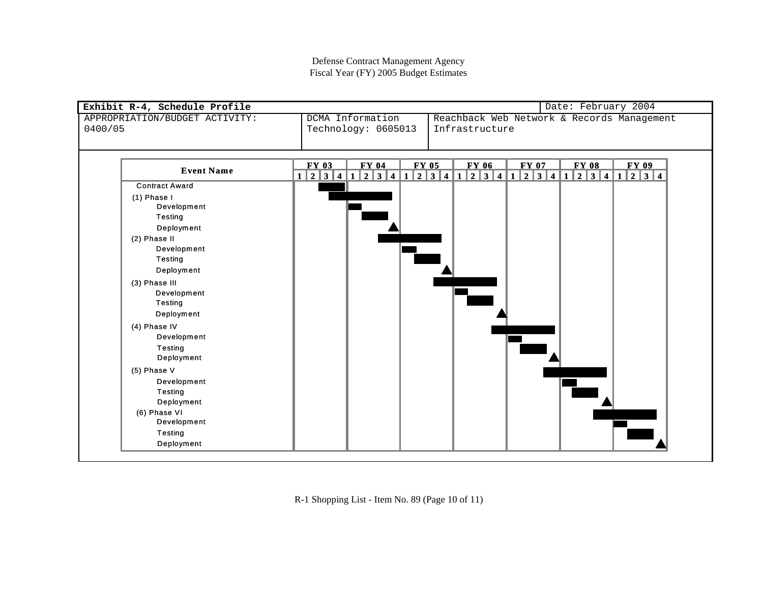Defense Contract Management Agency
Fiscal Year (FY) 2005 Budget Estimates

| Exhibit R-4, Schedule Profile | | Date: February 2004 |
|---|---|---|
| APPROPRIATION/BUDGET ACTIVITY: 0400/05 | DCMA Information Technology: 0605013 | Reachback Web Network & Records Management Infrastructure |

Event Name

FY 03 1 2 3 4
FY 04 1 2 3 4
FY 05 1 2 3 4
FY 06 1 2 3 4
FY 07 1 2 3 4
FY 08 1 2 3 4
FY 09 1 2 3 4

Contract Award

(1) Phase I
Development
Testing
Deployment

(2) Phase II
Development
Testing
Deployment

(3) Phase III
Development
Testing
Deployment

(4) Phase IV
Development
Testing
Deployment

(5) Phase V
Development
Testing
Deployment

(6) Phase VI
Development
Testing
Deployment

R-1 Shopping List - Item No. 89 (Page 10 of 11)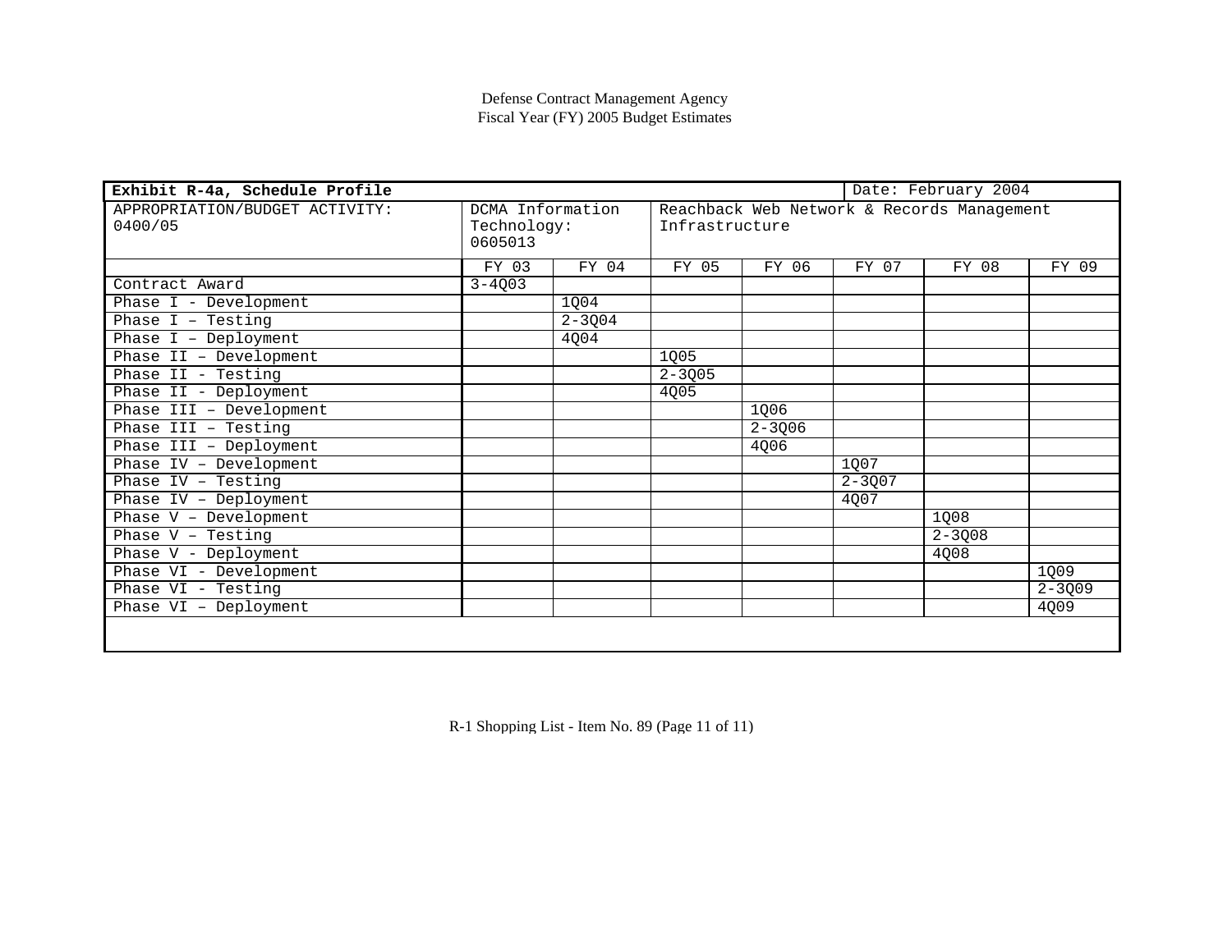Defense Contract Management Agency
Fiscal Year (FY) 2005 Budget Estimates

| Exhibit R-4a, Schedule Profile | | | | | Date: February 2004 | | |
|---|---|---|---|---|---|---|---|
| APPROPRIATION/BUDGET ACTIVITY: 0400/05 | DCMA Information Technology: 0605013 | | Reachback Web Network & Records Management Infrastructure | | | | |
| | FY 03 | FY 04 | FY 05 | FY 06 | FY 07 | FY 08 | FY 09 |
| Contract Award | 3-4Q03 | | | | | | |
| Phase I - Development | | 1Q04 | | | | | |
| Phase I – Testing | | 2-3Q04 | | | | | |
| Phase I – Deployment | | 4Q04 | | | | | |
| Phase II – Development | | | 1Q05 | | | | |
| Phase II - Testing | | | 2-3Q05 | | | | |
| Phase II - Deployment | | | 4Q05 | | | | |
| Phase III – Development | | | | 1Q06 | | | |
| Phase III – Testing | | | | 2-3Q06 | | | |
| Phase III – Deployment | | | | 4Q06 | | | |
| Phase IV – Development | | | | | 1Q07 | | |
| Phase IV – Testing | | | | | 2-3Q07 | | |
| Phase IV – Deployment | | | | | 4Q07 | | |
| Phase V – Development | | | | | | 1Q08 | |
| Phase V – Testing | | | | | | 2-3Q08 | |
| Phase V - Deployment | | | | | | 4Q08 | |
| Phase VI - Development | | | | | | | 1Q09 |
| Phase VI - Testing | | | | | | | 2-3Q09 |
| Phase VI – Deployment | | | | | | | 4Q09 |

R-1 Shopping List - Item No. 89 (Page 11 of 11)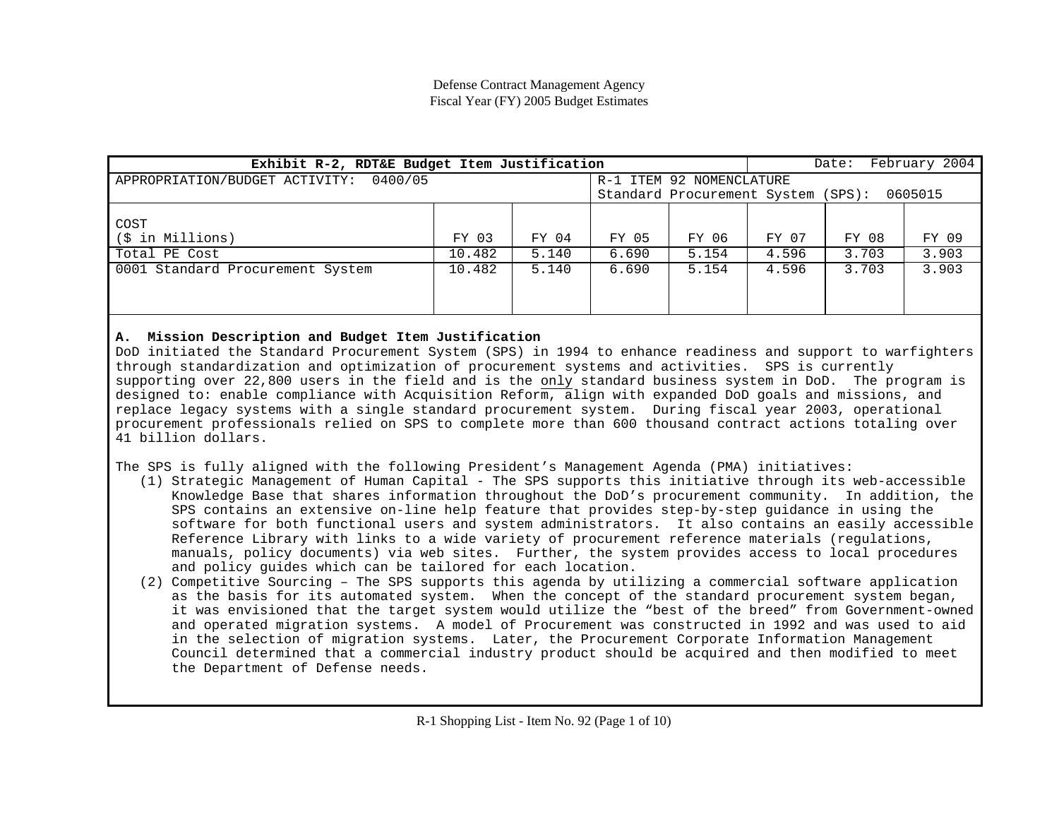Defense Contract Management Agency
Fiscal Year (FY) 2005 Budget Estimates

| Exhibit R-2, RDT&E Budget Item Justification | | | | | | Date: February 2004 | |
|---|---|---|---|---|---|---|---|
| APPROPRIATION/BUDGET ACTIVITY: 0400/05 | | | R-1 ITEM 92 NOMENCLATURE Standard Procurement System (SPS): 0605015 | | | | |
| COST ($ in Millions) | FY 03 | FY 04 | FY 05 | FY 06 | FY 07 | FY 08 | FY 09 |
| Total PE Cost | 10.482 | 5.140 | 6.690 | 5.154 | 4.596 | 3.703 | 3.903 |
| 0001 Standard Procurement System | 10.482 | 5.140 | 6.690 | 5.154 | 4.596 | 3.703 | 3.903 |

**A. Mission Description and Budget Item Justification**

DoD initiated the Standard Procurement System (SPS) in 1994 to enhance readiness and support to warfighters through standardization and optimization of procurement systems and activities. SPS is currently supporting over 22,800 users in the field and is the only standard business system in DoD. The program is designed to: enable compliance with Acquisition Reform, align with expanded DoD goals and missions, and replace legacy systems with a single standard procurement system. During fiscal year 2003, operational procurement professionals relied on SPS to complete more than 600 thousand contract actions totaling over 41 billion dollars.

The SPS is fully aligned with the following President's Management Agenda (PMA) initiatives:

(1) Strategic Management of Human Capital - The SPS supports this initiative through its web-accessible Knowledge Base that shares information throughout the DoD's procurement community. In addition, the SPS contains an extensive on-line help feature that provides step-by-step guidance in using the software for both functional users and system administrators. It also contains an easily accessible Reference Library with links to a wide variety of procurement reference materials (regulations, manuals, policy documents) via web sites. Further, the system provides access to local procedures and policy guides which can be tailored for each location.

(2) Competitive Sourcing – The SPS supports this agenda by utilizing a commercial software application as the basis for its automated system. When the concept of the standard procurement system began, it was envisioned that the target system would utilize the "best of the breed" from Government-owned and operated migration systems. A model of Procurement was constructed in 1992 and was used to aid in the selection of migration systems. Later, the Procurement Corporate Information Management Council determined that a commercial industry product should be acquired and then modified to meet the Department of Defense needs.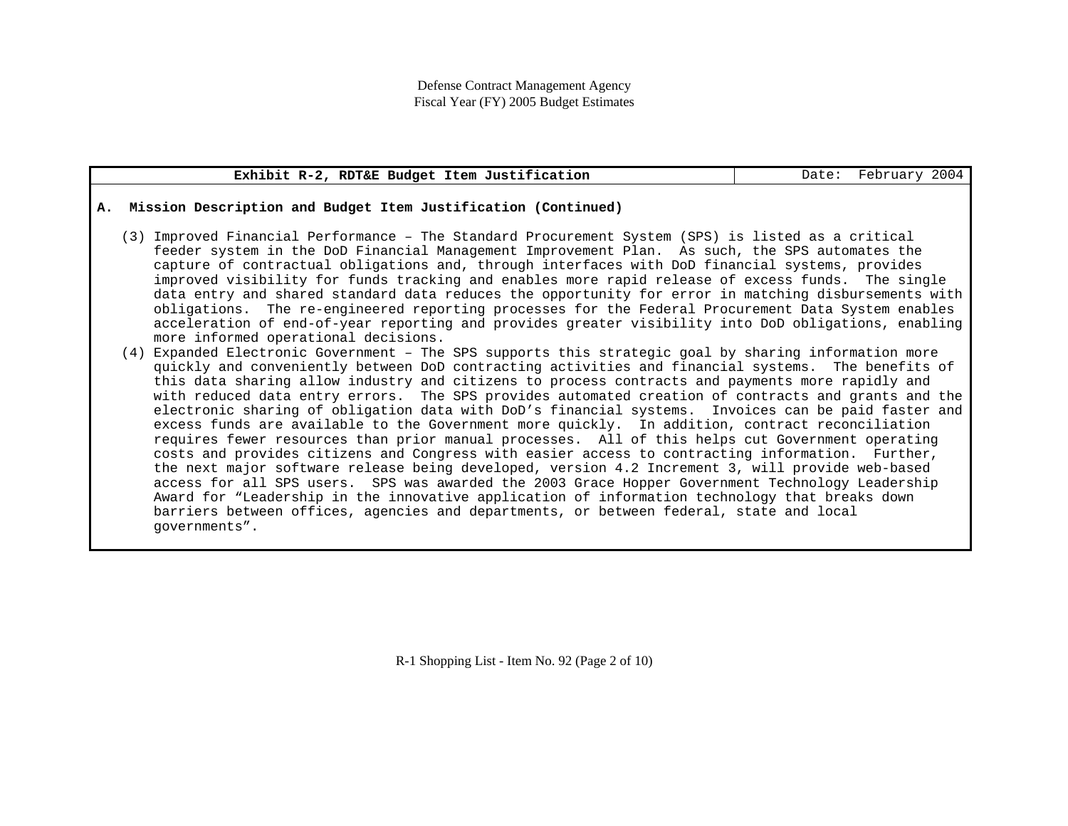Defense Contract Management Agency
Fiscal Year (FY) 2005 Budget Estimates

| Exhibit R-2, RDT&E Budget Item Justification | Date: February 2004 |
|---|---|

**A. Mission Description and Budget Item Justification (Continued)**

(3) Improved Financial Performance – The Standard Procurement System (SPS) is listed as a critical feeder system in the DoD Financial Management Improvement Plan. As such, the SPS automates the capture of contractual obligations and, through interfaces with DoD financial systems, provides improved visibility for funds tracking and enables more rapid release of excess funds. The single data entry and shared standard data reduces the opportunity for error in matching disbursements with obligations. The re-engineered reporting processes for the Federal Procurement Data System enables acceleration of end-of-year reporting and provides greater visibility into DoD obligations, enabling more informed operational decisions.

(4) Expanded Electronic Government – The SPS supports this strategic goal by sharing information more quickly and conveniently between DoD contracting activities and financial systems. The benefits of this data sharing allow industry and citizens to process contracts and payments more rapidly and with reduced data entry errors. The SPS provides automated creation of contracts and grants and the electronic sharing of obligation data with DoD's financial systems. Invoices can be paid faster and excess funds are available to the Government more quickly. In addition, contract reconciliation requires fewer resources than prior manual processes. All of this helps cut Government operating costs and provides citizens and Congress with easier access to contracting information. Further, the next major software release being developed, version 4.2 Increment 3, will provide web-based access for all SPS users. SPS was awarded the 2003 Grace Hopper Government Technology Leadership Award for "Leadership in the innovative application of information technology that breaks down barriers between offices, agencies and departments, or between federal, state and local governments".

R-1 Shopping List - Item No. 92 (Page 2 of 10)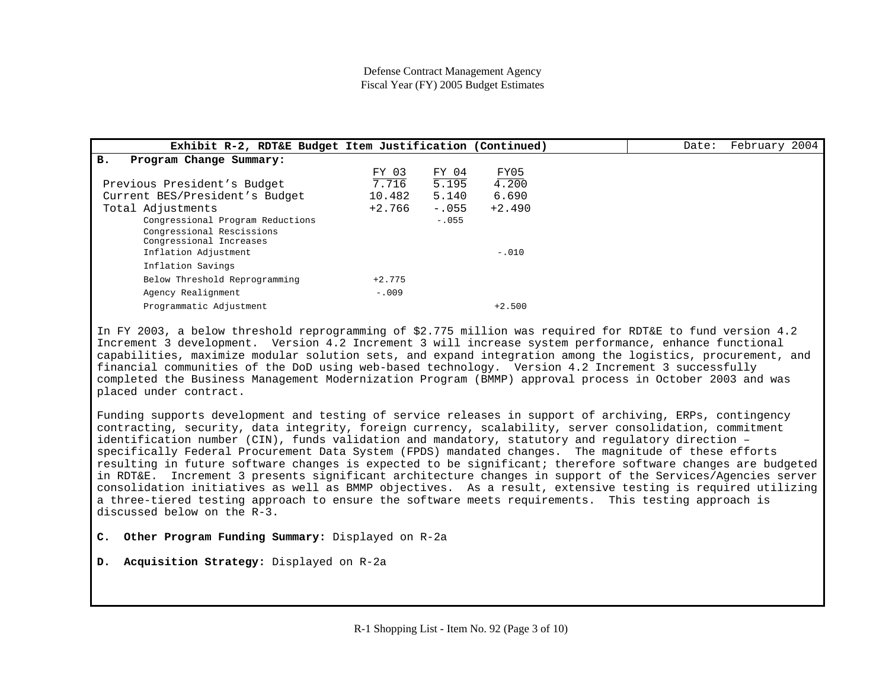Defense Contract Management Agency
Fiscal Year (FY) 2005 Budget Estimates

**Exhibit R-2, RDT&E Budget Item Justification (Continued)** | Date: February 2004

**B. Program Change Summary:**

| | FY 03 | FY 04 | FY05 |
|---|---|---|---|
| Previous President's Budget | 7.716 | 5.195 | 4.200 |
| Current BES/President's Budget | 10.482 | 5.140 | 6.690 |
| Total Adjustments | +2.766 | -.055 | +2.490 |
| Congressional Program Reductions | | -.055 | |
| Congressional Rescissions | | | |
| Congressional Increases | | | |
| Inflation Adjustment | | | -.010 |
| Inflation Savings | | | |
| Below Threshold Reprogramming | +2.775 | | |
| Agency Realignment | -.009 | | |
| Programmatic Adjustment | | | +2.500 |

In FY 2003, a below threshold reprogramming of $2.775 million was required for RDT&E to fund version 4.2 Increment 3 development. Version 4.2 Increment 3 will increase system performance, enhance functional capabilities, maximize modular solution sets, and expand integration among the logistics, procurement, and financial communities of the DoD using web-based technology. Version 4.2 Increment 3 successfully completed the Business Management Modernization Program (BMMP) approval process in October 2003 and was placed under contract.

Funding supports development and testing of service releases in support of archiving, ERPs, contingency contracting, security, data integrity, foreign currency, scalability, server consolidation, commitment identification number (CIN), funds validation and mandatory, statutory and regulatory direction – specifically Federal Procurement Data System (FPDS) mandated changes. The magnitude of these efforts resulting in future software changes is expected to be significant; therefore software changes are budgeted in RDT&E. Increment 3 presents significant architecture changes in support of the Services/Agencies server consolidation initiatives as well as BMMP objectives. As a result, extensive testing is required utilizing a three-tiered testing approach to ensure the software meets requirements. This testing approach is discussed below on the R-3.

**C. Other Program Funding Summary:** Displayed on R-2a

**D. Acquisition Strategy:** Displayed on R-2a

R-1 Shopping List - Item No. 92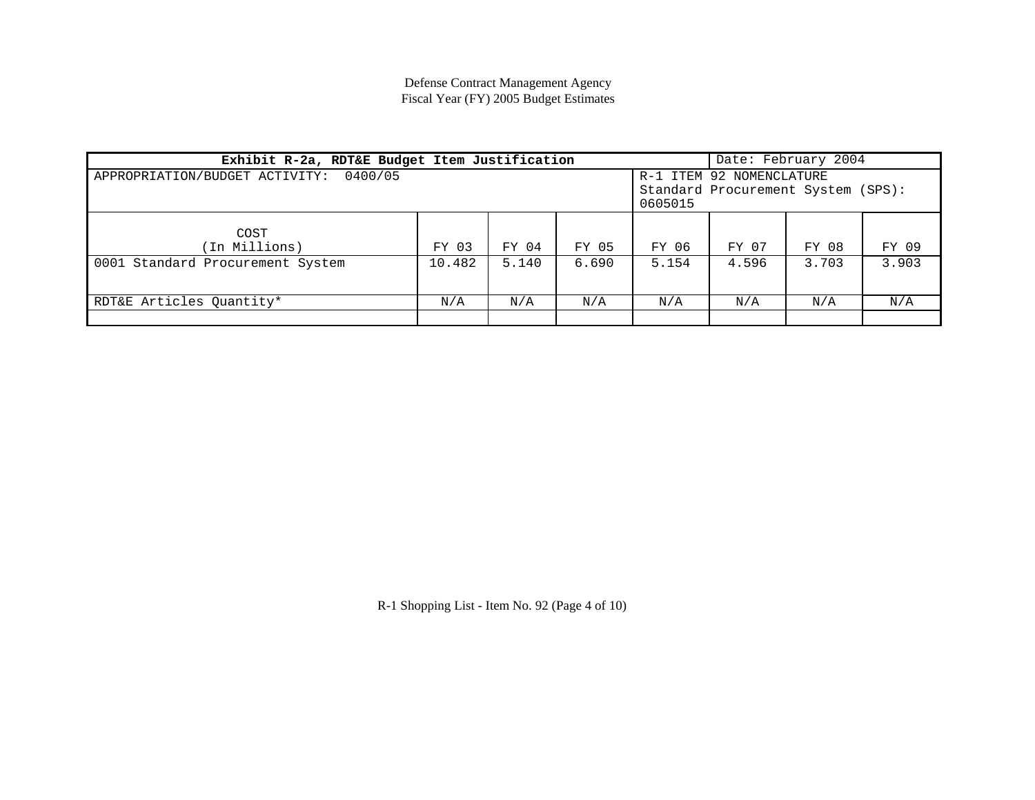Defense Contract Management Agency
Fiscal Year (FY) 2005 Budget Estimates

| Exhibit R-2a, RDT&E Budget Item Justification | | | | Date: February 2004 | | | |
|---|---|---|---|---|---|---|---|
| APPROPRIATION/BUDGET ACTIVITY: 0400/05 | | | | R-1 ITEM 92 NOMENCLATURE Standard Procurement System (SPS): 0605015 | | | |
| COST (In Millions) | FY 03 | FY 04 | FY 05 | FY 06 | FY 07 | FY 08 | FY 09 |
| 0001 Standard Procurement System | 10.482 | 5.140 | 6.690 | 5.154 | 4.596 | 3.703 | 3.903 |
| RDT&E Articles Quantity* | N/A | N/A | N/A | N/A | N/A | N/A | N/A |
| | | | | | | | |

R-1 Shopping List - Item No. 92 (Page 4 of 10)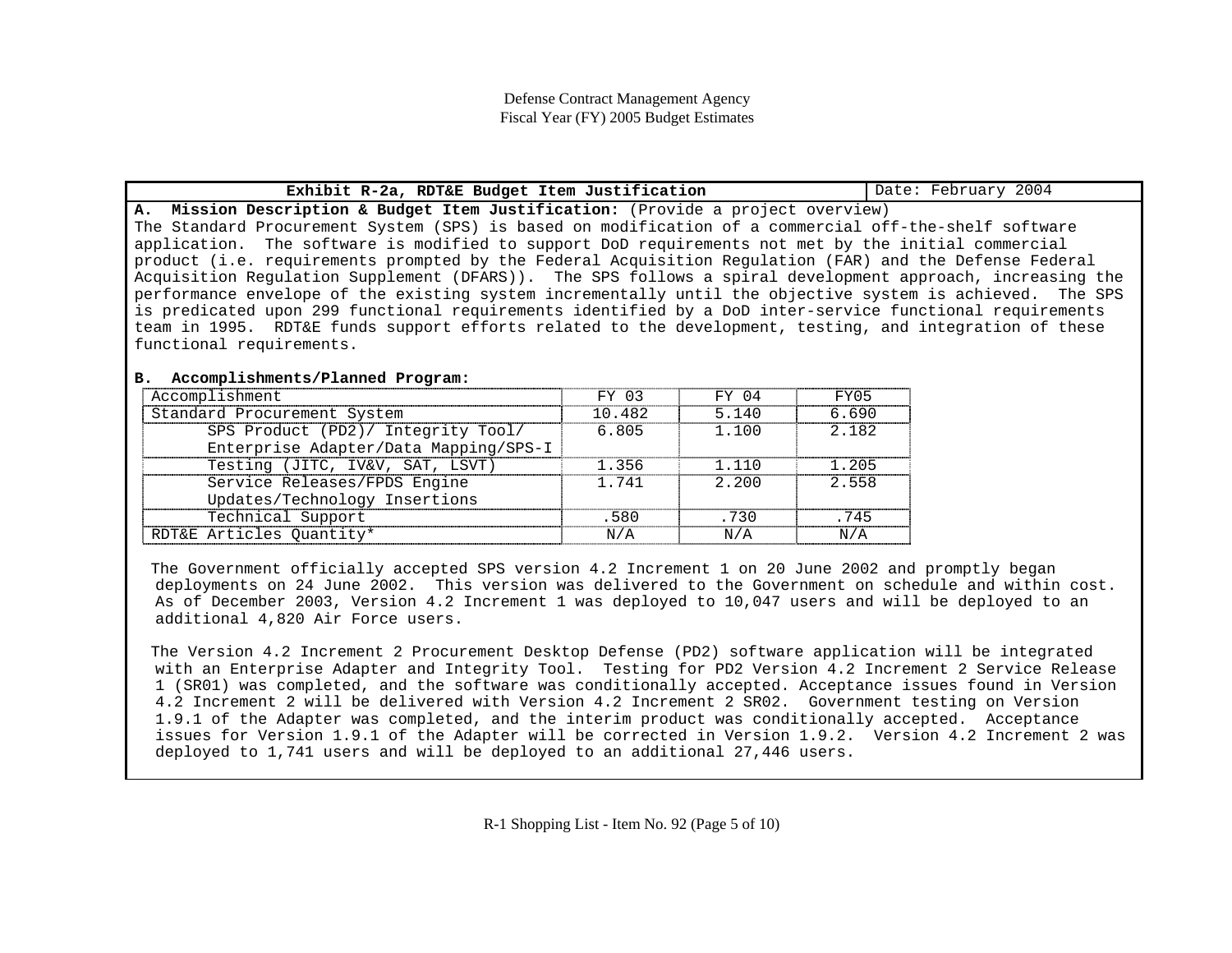Defense Contract Management Agency
Fiscal Year (FY) 2005 Budget Estimates

| Exhibit R-2a, RDT&E Budget Item Justification | Date: February 2004 |
|---|---|

**A. Mission Description & Budget Item Justification:** (Provide a project overview)
The Standard Procurement System (SPS) is based on modification of a commercial off-the-shelf software application. The software is modified to support DoD requirements not met by the initial commercial product (i.e. requirements prompted by the Federal Acquisition Regulation (FAR) and the Defense Federal Acquisition Regulation Supplement (DFARS)). The SPS follows a spiral development approach, increasing the performance envelope of the existing system incrementally until the objective system is achieved. The SPS is predicated upon 299 functional requirements identified by a DoD inter-service functional requirements team in 1995. RDT&E funds support efforts related to the development, testing, and integration of these functional requirements.

**B. Accomplishments/Planned Program:**

| Accomplishment | FY 03 | FY 04 | FY05 |
|---|---|---|---|
| Standard Procurement System | 10.482 | 5.140 | 6.690 |
| SPS Product (PD2)/ Integrity Tool/ Enterprise Adapter/Data Mapping/SPS-I | 6.805 | 1.100 | 2.182 |
| Testing (JITC, IV&V, SAT, LSVT) | 1.356 | 1.110 | 1.205 |
| Service Releases/FPDS Engine Updates/Technology Insertions | 1.741 | 2.200 | 2.558 |
| Technical Support | .580 | .730 | .745 |
| RDT&E Articles Quantity* | N/A | N/A | N/A |

The Government officially accepted SPS version 4.2 Increment 1 on 20 June 2002 and promptly began deployments on 24 June 2002. This version was delivered to the Government on schedule and within cost. As of December 2003, Version 4.2 Increment 1 was deployed to 10,047 users and will be deployed to an additional 4,820 Air Force users.

The Version 4.2 Increment 2 Procurement Desktop Defense (PD2) software application will be integrated with an Enterprise Adapter and Integrity Tool. Testing for PD2 Version 4.2 Increment 2 Service Release 1 (SR01) was completed, and the software was conditionally accepted. Acceptance issues found in Version 4.2 Increment 2 will be delivered with Version 4.2 Increment 2 SR02. Government testing on Version 1.9.1 of the Adapter was completed, and the interim product was conditionally accepted. Acceptance issues for Version 1.9.1 of the Adapter will be corrected in Version 1.9.2. Version 4.2 Increment 2 was deployed to 1,741 users and will be deployed to an additional 27,446 users.

R-1 Shopping List - Item No. 92 (Page 5 of 10)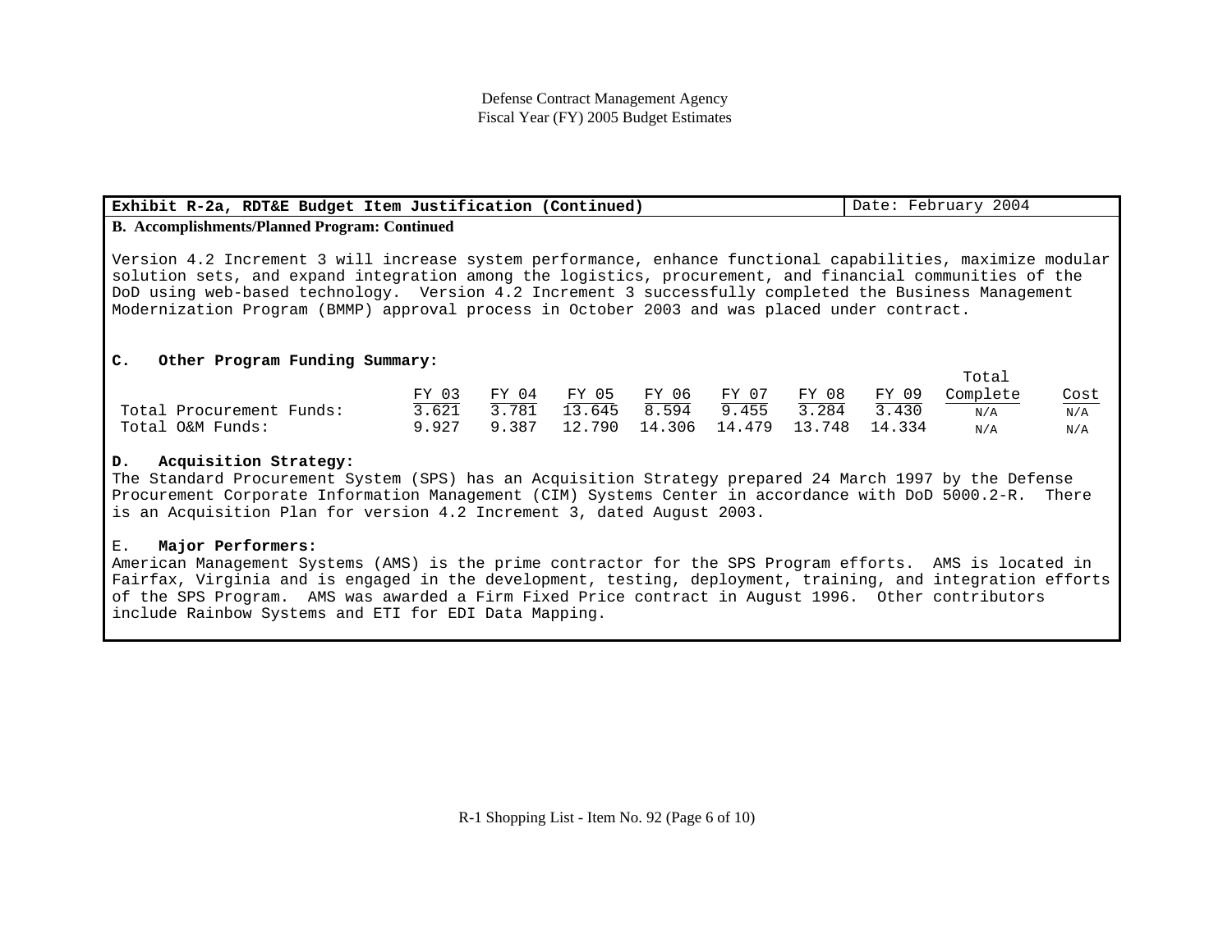Defense Contract Management Agency
Fiscal Year (FY) 2005 Budget Estimates

**Exhibit R-2a, RDT&E Budget Item Justification (Continued)** | Date: February 2004

**B. Accomplishments/Planned Program: Continued**

Version 4.2 Increment 3 will increase system performance, enhance functional capabilities, maximize modular solution sets, and expand integration among the logistics, procurement, and financial communities of the DoD using web-based technology. Version 4.2 Increment 3 successfully completed the Business Management Modernization Program (BMMP) approval process in October 2003 and was placed under contract.

**C. Other Program Funding Summary:**

| | FY 03 | FY 04 | FY 05 | FY 06 | FY 07 | FY 08 | FY 09 | Total Complete | Cost |
|---|---|---|---|---|---|---|---|---|---|
| Total Procurement Funds: | 3.621 | 3.781 | 13.645 | 8.594 | 9.455 | 3.284 | 3.430 | N/A | N/A |
| Total O&M Funds: | 9.927 | 9.387 | 12.790 | 14.306 | 14.479 | 13.748 | 14.334 | N/A | N/A |

**D. Acquisition Strategy:**
The Standard Procurement System (SPS) has an Acquisition Strategy prepared 24 March 1997 by the Defense Procurement Corporate Information Management (CIM) Systems Center in accordance with DoD 5000.2-R. There is an Acquisition Plan for version 4.2 Increment 3, dated August 2003.

E. **Major Performers:**
American Management Systems (AMS) is the prime contractor for the SPS Program efforts. AMS is located in Fairfax, Virginia and is engaged in the development, testing, deployment, training, and integration efforts of the SPS Program. AMS was awarded a Firm Fixed Price contract in August 1996. Other contributors include Rainbow Systems and ETI for EDI Data Mapping.

R-1 Shopping List - Item No. 92 (Page 6 of 10)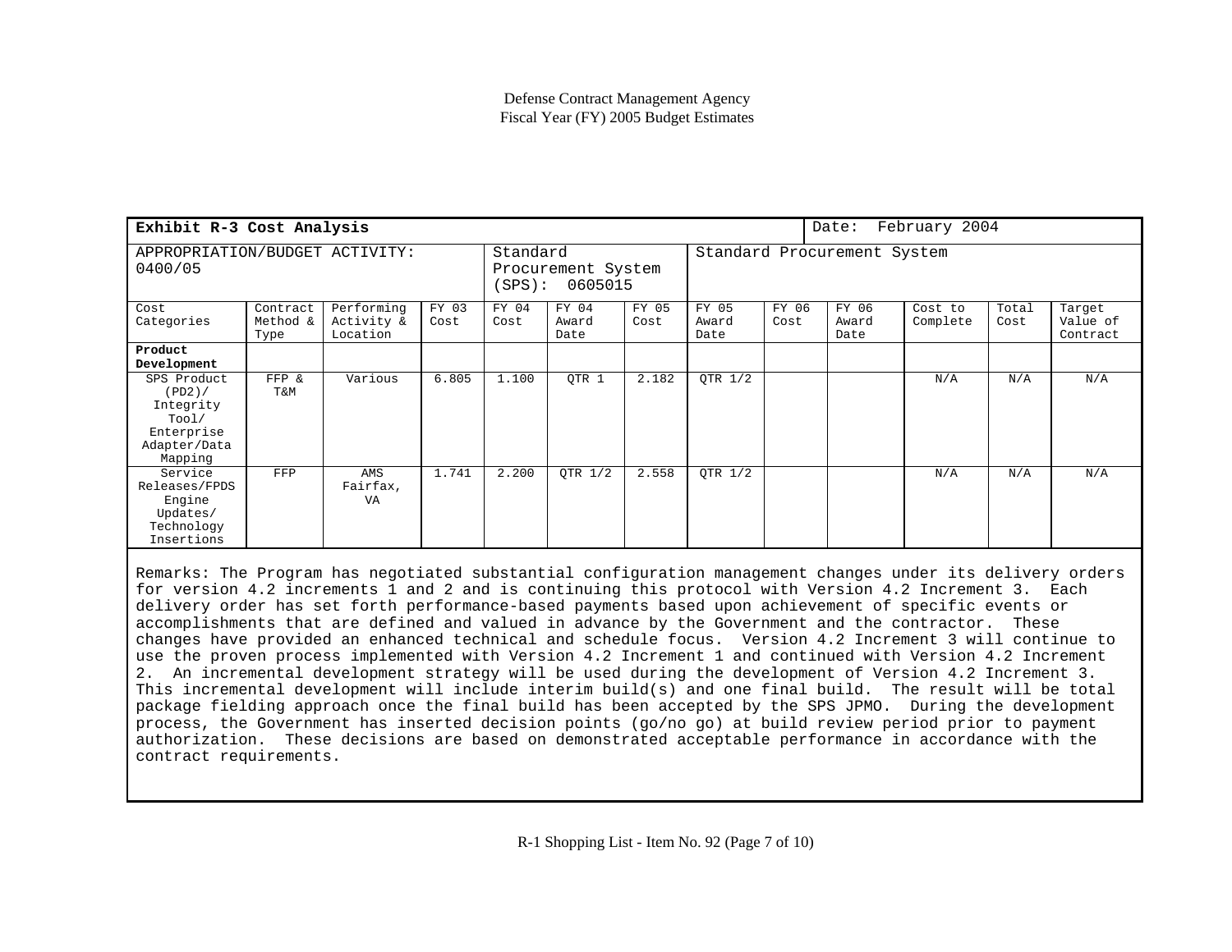Defense Contract Management Agency
Fiscal Year (FY) 2005 Budget Estimates

| **Exhibit R-3 Cost Analysis** | | | | | | | | | | Date: February 2004 | | | |
|---|---|---|---|---|---|---|---|---|---|---|---|---|---|
| APPROPRIATION/BUDGET ACTIVITY: 0400/05 | | | | Standard Procurement System (SPS): 0605015 | | | | Standard Procurement System | | | | | |
| Cost Categories | Contract Method & Type | Performing Activity & Location | FY 03 Cost | FY 04 Cost | FY 04 Award Date | FY 05 Cost | FY 05 Award Date | FY 06 Cost | FY 06 Award Date | Cost to Complete | Total Cost | Target Value of Contract | |
| **Product Development** | | | | | | | | | | | | | |
| SPS Product (PD2)/ Integrity Tool/ Enterprise Adapter/Data Mapping | FFP & T&M | Various | 6.805 | 1.100 | QTR 1 | 2.182 | QTR 1/2 | | | N/A | N/A | N/A | |
| Service Releases/FPDS Engine Updates/ Technology Insertions | FFP | AMS Fairfax, VA | 1.741 | 2.200 | QTR 1/2 | 2.558 | QTR 1/2 | | | N/A | N/A | N/A | |

Remarks: The Program has negotiated substantial configuration management changes under its delivery orders for version 4.2 increments 1 and 2 and is continuing this protocol with Version 4.2 Increment 3. Each delivery order has set forth performance-based payments based upon achievement of specific events or accomplishments that are defined and valued in advance by the Government and the contractor. These changes have provided an enhanced technical and schedule focus. Version 4.2 Increment 3 will continue to use the proven process implemented with Version 4.2 Increment 1 and continued with Version 4.2 Increment 2. An incremental development strategy will be used during the development of Version 4.2 Increment 3. This incremental development will include interim build(s) and one final build. The result will be total package fielding approach once the final build has been accepted by the SPS JPMO. During the development process, the Government has inserted decision points (go/no go) at build review period prior to payment authorization. These decisions are based on demonstrated acceptable performance in accordance with the contract requirements.

R-1 Shopping List - Item No. 92 (Page 7 of 10)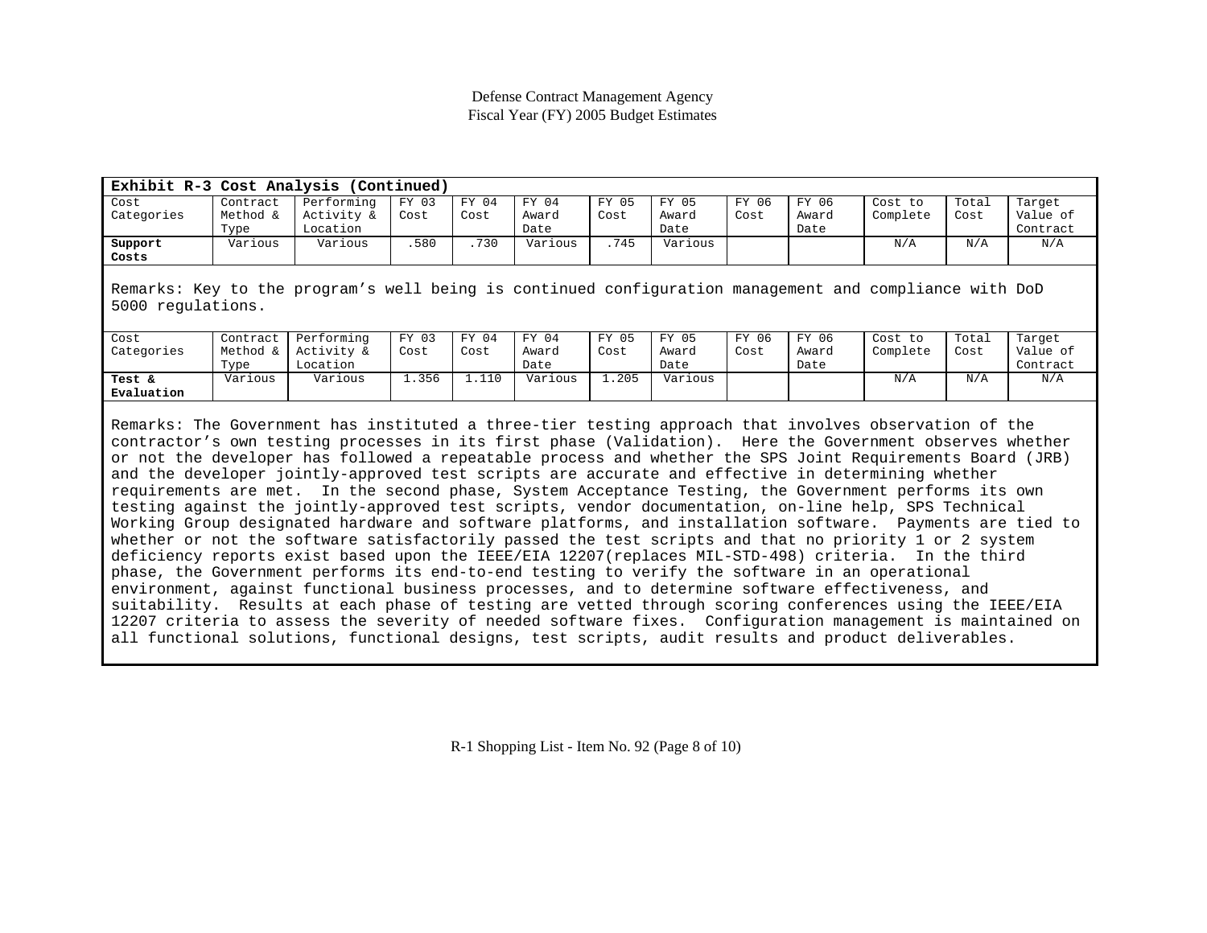**Exhibit R-3 Cost Analysis (Continued)**

| Cost Categories | Contract Method & Type | Performing Activity & Location | FY 03 Cost | FY 04 Cost | FY 04 Award Date | FY 05 Cost | FY 05 Award Date | FY 06 Cost | FY 06 Award Date | Cost to Complete | Total Cost | Target Value of Contract |
|---|---|---|---|---|---|---|---|---|---|---|---|---|
| **Support Costs** | Various | Various | .580 | .730 | Various | .745 | Various | | | N/A | N/A | N/A |

Remarks: Key to the program's well being is continued configuration management and compliance with DoD 5000 regulations.

| Cost Categories | Contract Method & Type | Performing Activity & Location | FY 03 Cost | FY 04 Cost | FY 04 Award Date | FY 05 Cost | FY 05 Award Date | FY 06 Cost | FY 06 Award Date | Cost to Complete | Total Cost | Target Value of Contract |
|---|---|---|---|---|---|---|---|---|---|---|---|---|
| **Test & Evaluation** | Various | Various | 1.356 | 1.110 | Various | 1.205 | Various | | | N/A | N/A | N/A |

Remarks: The Government has instituted a three-tier testing approach that involves observation of the contractor's own testing processes in its first phase (Validation). Here the Government observes whether or not the developer has followed a repeatable process and whether the SPS Joint Requirements Board (JRB) and the developer jointly-approved test scripts are accurate and effective in determining whether requirements are met. In the second phase, System Acceptance Testing, the Government performs its own testing against the jointly-approved test scripts, vendor documentation, on-line help, SPS Technical Working Group designated hardware and software platforms, and installation software. Payments are tied to whether or not the software satisfactorily passed the test scripts and that no priority 1 or 2 system deficiency reports exist based upon the IEEE/EIA 12207(replaces MIL-STD-498) criteria. In the third phase, the Government performs its end-to-end testing to verify the software in an operational environment, against functional business processes, and to determine software effectiveness, and suitability. Results at each phase of testing are vetted through scoring conferences using the IEEE/EIA 12207 criteria to assess the severity of needed software fixes. Configuration management is maintained on all functional solutions, functional designs, test scripts, audit results and product deliverables.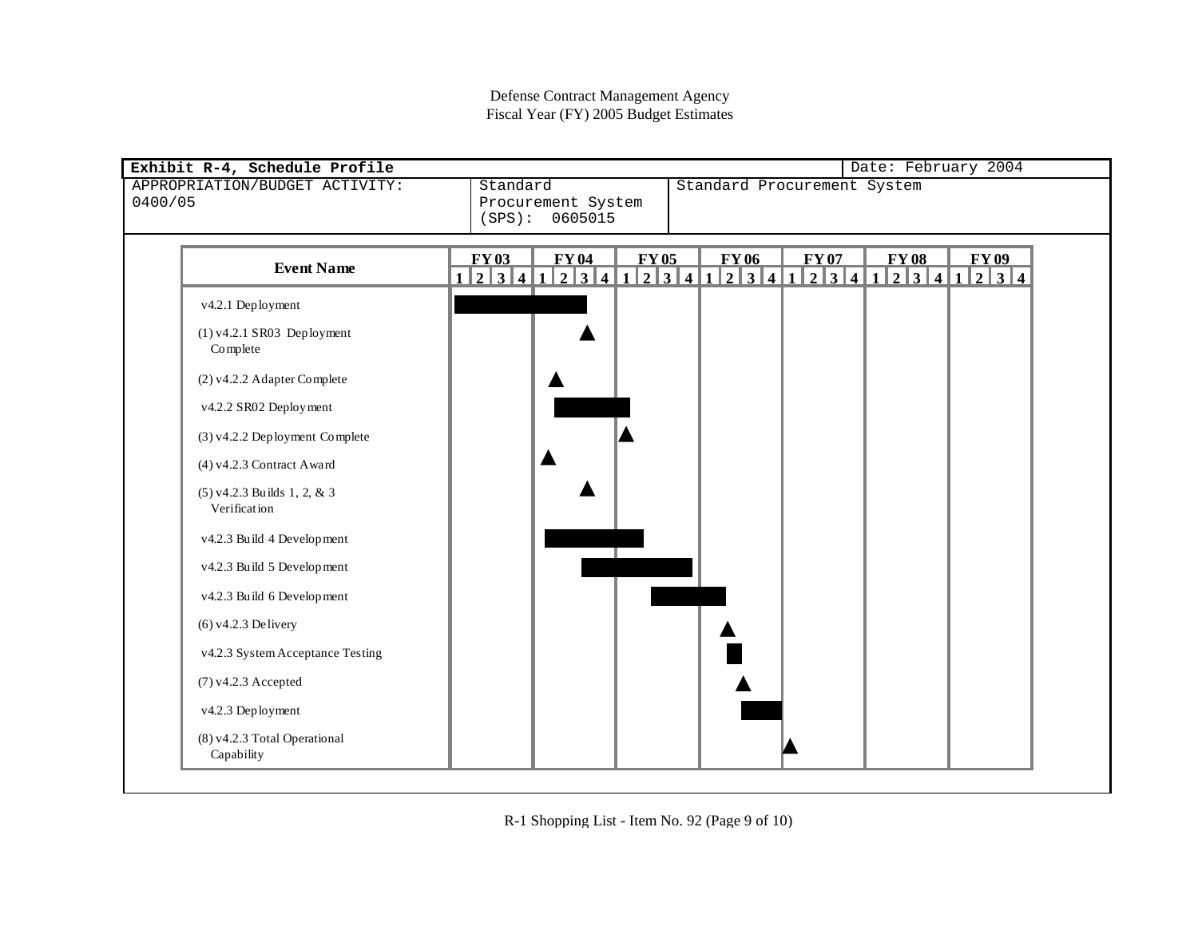Defense Contract Management Agency
Fiscal Year (FY) 2005 Budget Estimates

| Exhibit R-4, Schedule Profile | | Date: February 2004 |
|---|---|---|
| APPROPRIATION/BUDGET ACTIVITY: 0400/05 | Standard Procurement System (SPS): 0605015 | Standard Procurement System |

Event Name

FY03 FY04 FY05 FY06 FY07 FY08 FY09

1 2 3 4 1 2 3 4 1 2 3 4 1 2 3 4 1 2 3 4 1 2 3 4 1 2 3 4

v4.2.1 Deployment

(1) v4.2.1 SR03 Deployment Complete

(2) v4.2.2 Adapter Complete

v4.2.2 SR02 Deployment

(3) v4.2.2 Deployment Complete

(4) v4.2.3 Contract Award

(5) v4.2.3 Builds 1, 2, & 3 Verification

v4.2.3 Build 4 Development

v4.2.3 Build 5 Development

v4.2.3 Build 6 Development

(6) v4.2.3 Delivery

v4.2.3 System Acceptance Testing

(7) v4.2.3 Accepted

v4.2.3 Deployment

(8) v4.2.3 Total Operational Capability

R-1 Shopping List - Item No. 92 (Page 9 of 10)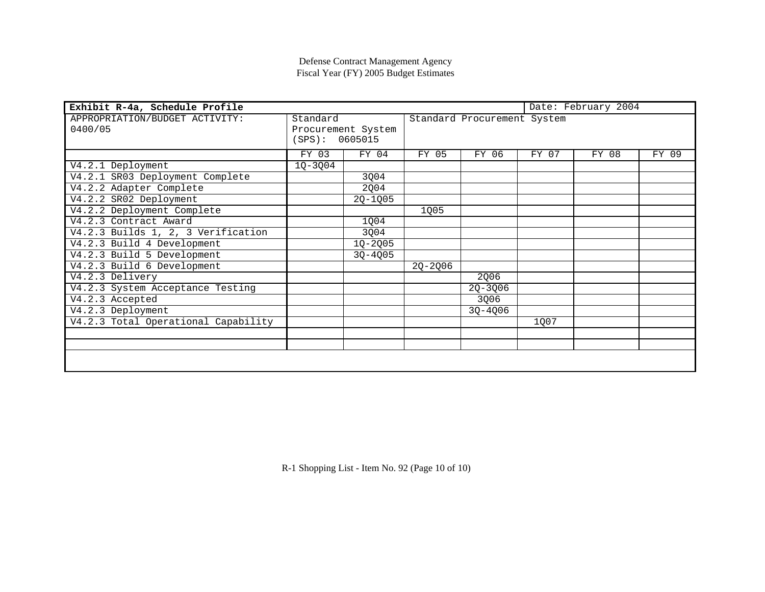Defense Contract Management Agency
Fiscal Year (FY) 2005 Budget Estimates

| Exhibit R-4a, Schedule Profile | | | | | Date: February 2004 | | |
|---|---|---|---|---|---|---|---|
| APPROPRIATION/BUDGET ACTIVITY: 0400/05 | Standard Procurement System (SPS): 0605015 | | Standard Procurement System | | | | |
| | FY 03 | FY 04 | FY 05 | FY 06 | FY 07 | FY 08 | FY 09 |
| V4.2.1 Deployment | 1Q-3Q04 | | | | | | |
| V4.2.1 SR03 Deployment Complete | | 3Q04 | | | | | |
| V4.2.2 Adapter Complete | | 2Q04 | | | | | |
| V4.2.2 SR02 Deployment | | 2Q-1Q05 | | | | | |
| V4.2.2 Deployment Complete | | | 1Q05 | | | | |
| V4.2.3 Contract Award | | 1Q04 | | | | | |
| V4.2.3 Builds 1, 2, 3 Verification | | 3Q04 | | | | | |
| V4.2.3 Build 4 Development | | 1Q-2Q05 | | | | | |
| V4.2.3 Build 5 Development | | 3Q-4Q05 | | | | | |
| V4.2.3 Build 6 Development | | | 2Q-2Q06 | | | | |
| V4.2.3 Delivery | | | | 2Q06 | | | |
| V4.2.3 System Acceptance Testing | | | | 2Q-3Q06 | | | |
| V4.2.3 Accepted | | | | 3Q06 | | | |
| V4.2.3 Deployment | | | | 3Q-4Q06 | | | |
| V4.2.3 Total Operational Capability | | | | | 1Q07 | | |
| | | | | | | | |
| | | | | | | | |

R-1 Shopping List - Item No. 92 (Page 10 of 10)